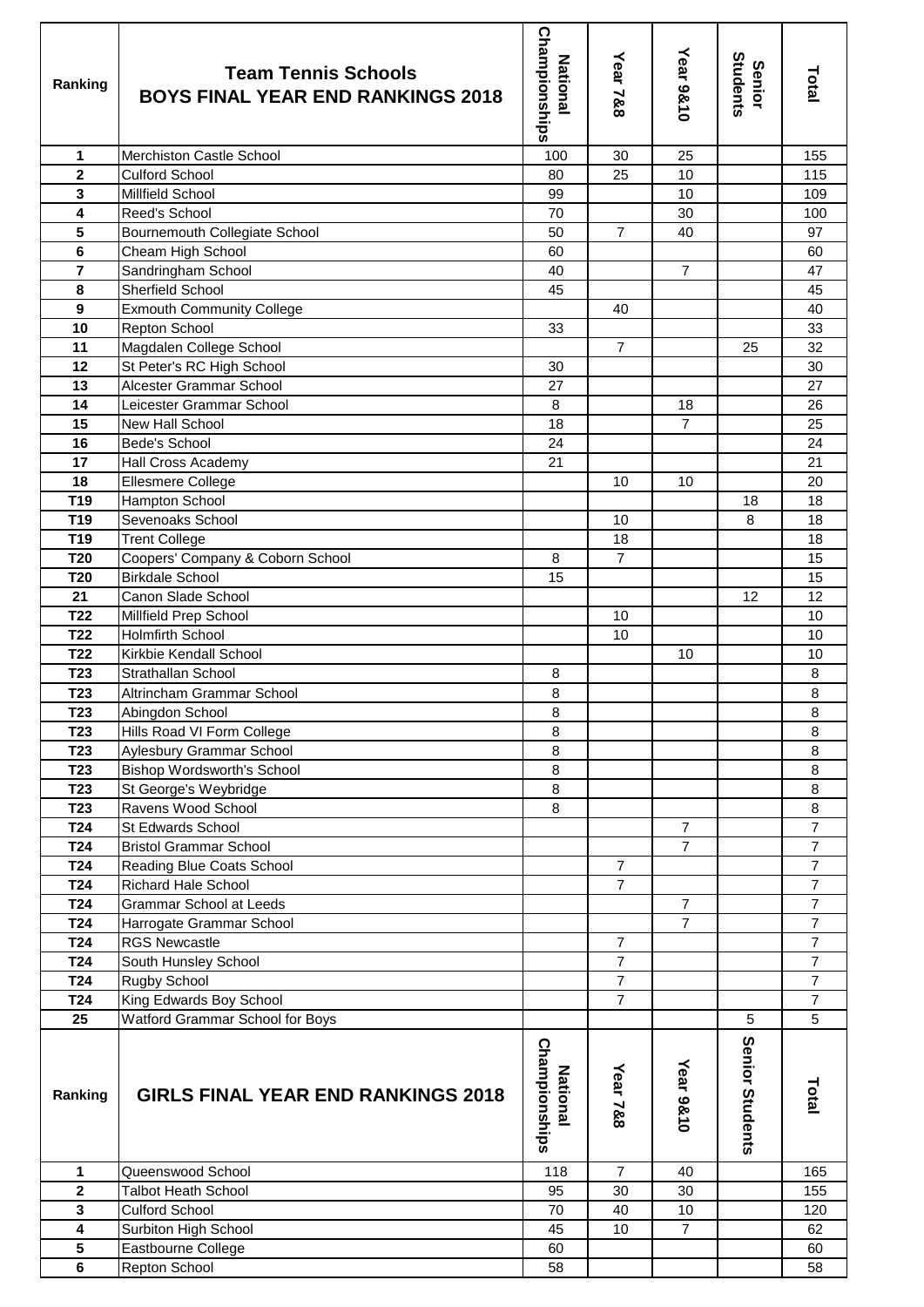| Ranking | Team Tennis Schools<br>BOYS FINAL YEAR END RANKINGS 2018 | National Championships | Year 7&8 | Year 9&10 | Senior Students | Total |
|---|---|---|---|---|---|---|
| 1 | Merchiston Castle School | 100 | 30 | 25 | | 155 |
| 2 | Culford School | 80 | 25 | 10 | | 115 |
| 3 | Millfield School | 99 | | 10 | | 109 |
| 4 | Reed's School | 70 | | 30 | | 100 |
| 5 | Bournemouth Collegiate School | 50 | 7 | 40 | | 97 |
| 6 | Cheam High School | 60 | | | | 60 |
| 7 | Sandringham School | 40 | | 7 | | 47 |
| 8 | Sherfield School | 45 | | | | 45 |
| 9 | Exmouth Community College | | 40 | | | 40 |
| 10 | Repton School | 33 | | | | 33 |
| 11 | Magdalen College School | | 7 | | 25 | 32 |
| 12 | St Peter's RC High School | 30 | | | | 30 |
| 13 | Alcester Grammar School | 27 | | | | 27 |
| 14 | Leicester Grammar School | 8 | | 18 | | 26 |
| 15 | New Hall School | 18 | | 7 | | 25 |
| 16 | Bede's School | 24 | | | | 24 |
| 17 | Hall Cross Academy | 21 | | | | 21 |
| 18 | Ellesmere College | | 10 | 10 | | 20 |
| T19 | Hampton School | | | | 18 | 18 |
| T19 | Sevenoaks School | | 10 | | 8 | 18 |
| T19 | Trent College | | 18 | | | 18 |
| T20 | Coopers' Company & Coborn School | 8 | 7 | | | 15 |
| T20 | Birkdale School | 15 | | | | 15 |
| 21 | Canon Slade School | | | | 12 | 12 |
| T22 | Millfield Prep School | | 10 | | | 10 |
| T22 | Holmfirth School | | 10 | | | 10 |
| T22 | Kirkbie Kendall School | | | 10 | | 10 |
| T23 | Strathallan School | 8 | | | | 8 |
| T23 | Altrincham Grammar School | 8 | | | | 8 |
| T23 | Abingdon School | 8 | | | | 8 |
| T23 | Hills Road VI Form College | 8 | | | | 8 |
| T23 | Aylesbury Grammar School | 8 | | | | 8 |
| T23 | Bishop Wordsworth's School | 8 | | | | 8 |
| T23 | St George's Weybridge | 8 | | | | 8 |
| T23 | Ravens Wood School | 8 | | | | 8 |
| T24 | St Edwards School | | | 7 | | 7 |
| T24 | Bristol Grammar School | | | 7 | | 7 |
| T24 | Reading Blue Coats School | | 7 | | | 7 |
| T24 | Richard Hale School | | 7 | | | 7 |
| T24 | Grammar School at Leeds | | | 7 | | 7 |
| T24 | Harrogate Grammar School | | | 7 | | 7 |
| T24 | RGS Newcastle | | 7 | | | 7 |
| T24 | South Hunsley School | | 7 | | | 7 |
| T24 | Rugby School | | 7 | | | 7 |
| T24 | King Edwards Boy School | | 7 | | | 7 |
| 25 | Watford Grammar School for Boys | | | | 5 | 5 |

| Ranking | GIRLS FINAL YEAR END RANKINGS 2018 | National Championships | Year 7&8 | Year 9&10 | Senior Students | Total |
|---|---|---|---|---|---|---|
| 1 | Queenswood School | 118 | 7 | 40 | | 165 |
| 2 | Talbot Heath School | 95 | 30 | 30 | | 155 |
| 3 | Culford School | 70 | 40 | 10 | | 120 |
| 4 | Surbiton High School | 45 | 10 | 7 | | 62 |
| 5 | Eastbourne College | 60 | | | | 60 |
| 6 | Repton School | 58 | | | | 58 |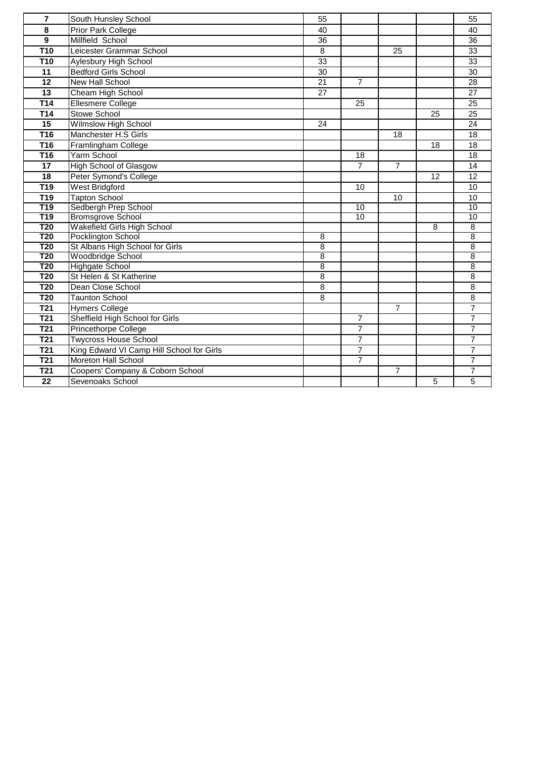| | | | | | | |
|---|---|---|---|---|---|---|
| 7 | South Hunsley School | 55 | | | | 55 |
| 8 | Prior Park College | 40 | | | | 40 |
| 9 | Millfield School | 36 | | | | 36 |
| T10 | Leicester Grammar School | 8 | | 25 | | 33 |
| T10 | Aylesbury High School | 33 | | | | 33 |
| 11 | Bedford Girls School | 30 | | | | 30 |
| 12 | New Hall School | 21 | 7 | | | 28 |
| 13 | Cheam High School | 27 | | | | 27 |
| T14 | Ellesmere College | | 25 | | | 25 |
| T14 | Stowe School | | | | 25 | 25 |
| 15 | Wilmslow High School | 24 | | | | 24 |
| T16 | Manchester H.S Girls | | | 18 | | 18 |
| T16 | Framlingham College | | | | 18 | 18 |
| T16 | Yarm School | | 18 | | | 18 |
| 17 | High School of Glasgow | | 7 | 7 | | 14 |
| 18 | Peter Symond's College | | | | 12 | 12 |
| T19 | West Bridgford | | 10 | | | 10 |
| T19 | Tapton School | | | 10 | | 10 |
| T19 | Sedbergh Prep School | | 10 | | | 10 |
| T19 | Bromsgrove School | | 10 | | | 10 |
| T20 | Wakefield Girls High School | | | | 8 | 8 |
| T20 | Pocklington School | 8 | | | | 8 |
| T20 | St Albans High School for Girls | 8 | | | | 8 |
| T20 | Woodbridge School | 8 | | | | 8 |
| T20 | Highgate School | 8 | | | | 8 |
| T20 | St Helen & St Katherine | 8 | | | | 8 |
| T20 | Dean Close School | 8 | | | | 8 |
| T20 | Taunton School | 8 | | | | 8 |
| T21 | Hymers College | | | 7 | | 7 |
| T21 | Sheffield High School for Girls | | 7 | | | 7 |
| T21 | Princethorpe College | | 7 | | | 7 |
| T21 | Twycross House School | | 7 | | | 7 |
| T21 | King Edward VI Camp Hill School for Girls | | 7 | | | 7 |
| T21 | Moreton Hall School | | 7 | | | 7 |
| T21 | Coopers' Company & Coborn School | | | 7 | | 7 |
| 22 | Sevenoaks School | | | | 5 | 5 |